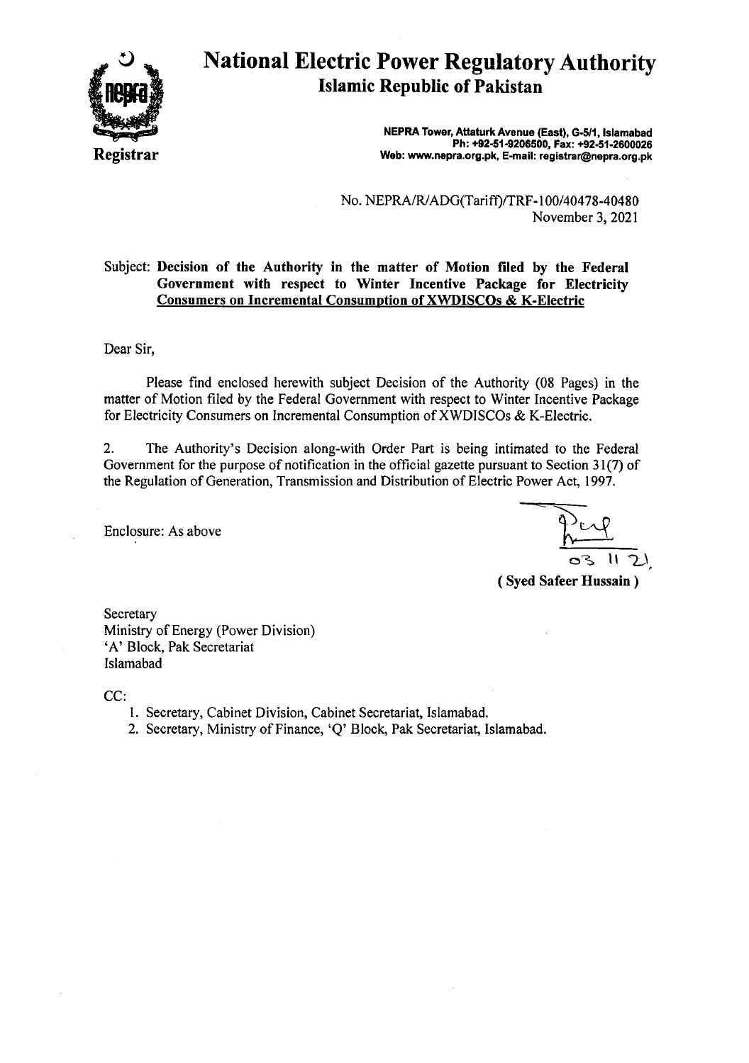# National Electric Power Regulatory Authority
## Islamic Republic of Pakistan

**Registrar**

**NEPRA Tower, Attaturk Avenue (East), G-5/1, Islamabad**
**Ph: +92-51-9206500, Fax: +92-51-2600026**
**Web: www.nepra.org.pk, E-mail: registrar@nepra.org.pk**

No. NEPRA/R/ADG(Tariff)/TRF-100/40478-40480
November 3, 2021

Subject: **Decision of the Authority in the matter of Motion filed by the Federal Government with respect to Winter Incentive Package for Electricity Consumers on Incremental Consumption of XWDISCOs & K-Electric**

Dear Sir,

Please find enclosed herewith subject Decision of the Authority (08 Pages) in the matter of Motion filed by the Federal Government with respect to Winter Incentive Package for Electricity Consumers on Incremental Consumption of XWDISCOs & K-Electric.

2. The Authority's Decision along-with Order Part is being intimated to the Federal Government for the purpose of notification in the official gazette pursuant to Section 31(7) of the Regulation of Generation, Transmission and Distribution of Electric Power Act, 1997.

Enclosure: As above

03 11 21

**( Syed Safeer Hussain )**

Secretary
Ministry of Energy (Power Division)
'A' Block, Pak Secretariat
Islamabad

CC:

1. Secretary, Cabinet Division, Cabinet Secretariat, Islamabad.
2. Secretary, Ministry of Finance, 'Q' Block, Pak Secretariat, Islamabad.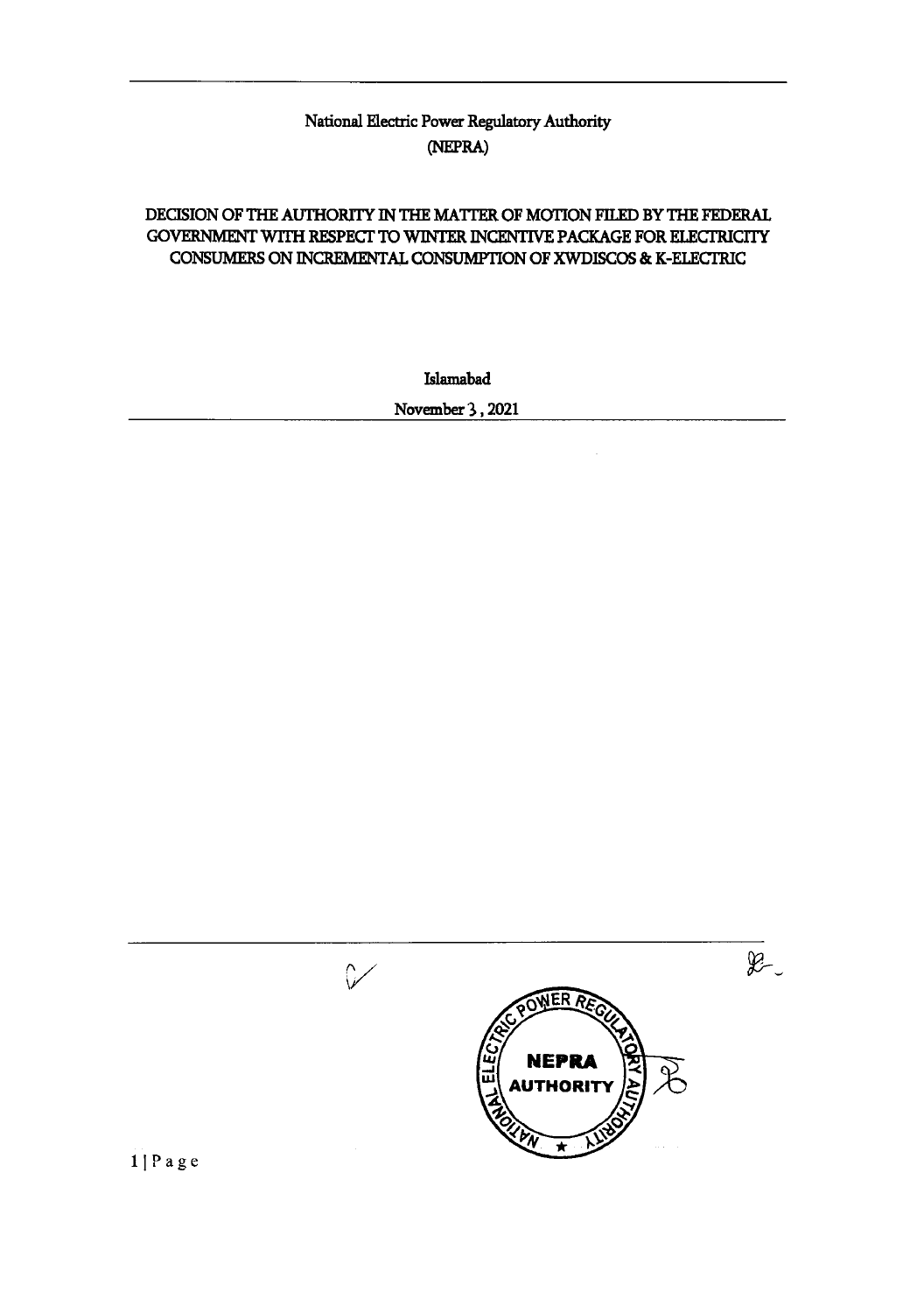National Electric Power Regulatory Authority
(NEPRA)

# DECISION OF THE AUTHORITY IN THE MATTER OF MOTION FILED BY THE FEDERAL GOVERNMENT WITH RESPECT TO WINTER INCENTIVE PACKAGE FOR ELECTRICITY CONSUMERS ON INCREMENTAL CONSUMPTION OF XWDISCOS & K-ELECTRIC

Islamabad

November 3, 2021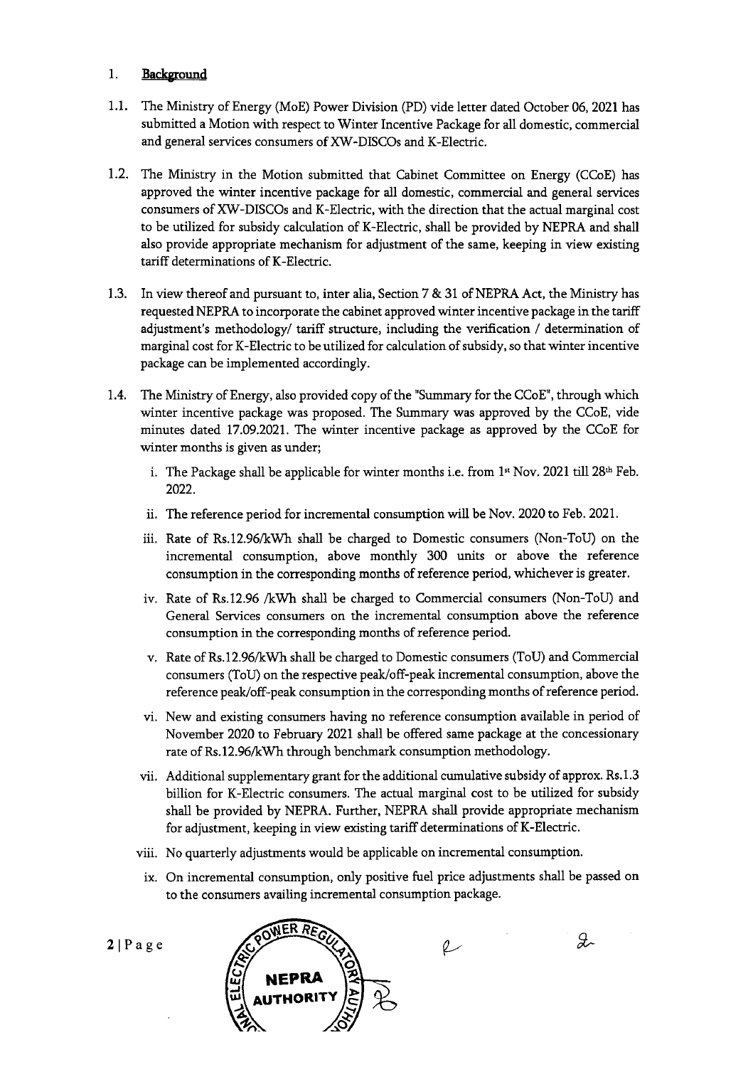## 1. Background

1.1. The Ministry of Energy (MoE) Power Division (PD) vide letter dated October 06, 2021 has submitted a Motion with respect to Winter Incentive Package for all domestic, commercial and general services consumers of XW-DISCOs and K-Electric.

1.2. The Ministry in the Motion submitted that Cabinet Committee on Energy (CCoE) has approved the winter incentive package for all domestic, commercial and general services consumers of XW-DISCOs and K-Electric, with the direction that the actual marginal cost to be utilized for subsidy calculation of K-Electric, shall be provided by NEPRA and shall also provide appropriate mechanism for adjustment of the same, keeping in view existing tariff determinations of K-Electric.

1.3. In view thereof and pursuant to, inter alia, Section 7 & 31 of NEPRA Act, the Ministry has requested NEPRA to incorporate the cabinet approved winter incentive package in the tariff adjustment's methodology/ tariff structure, including the verification / determination of marginal cost for K-Electric to be utilized for calculation of subsidy, so that winter incentive package can be implemented accordingly.

1.4. The Ministry of Energy, also provided copy of the "Summary for the CCoE", through which winter incentive package was proposed. The Summary was approved by the CCoE, vide minutes dated 17.09.2021. The winter incentive package as approved by the CCoE for winter months is given as under;

i. The Package shall be applicable for winter months i.e. from 1st Nov. 2021 till 28th Feb. 2022.

ii. The reference period for incremental consumption will be Nov. 2020 to Feb. 2021.

iii. Rate of Rs.12.96/kWh shall be charged to Domestic consumers (Non-ToU) on the incremental consumption, above monthly 300 units or above the reference consumption in the corresponding months of reference period, whichever is greater.

iv. Rate of Rs.12.96 /kWh shall be charged to Commercial consumers (Non-ToU) and General Services consumers on the incremental consumption above the reference consumption in the corresponding months of reference period.

v. Rate of Rs.12.96/kWh shall be charged to Domestic consumers (ToU) and Commercial consumers (ToU) on the respective peak/off-peak incremental consumption, above the reference peak/off-peak consumption in the corresponding months of reference period.

vi. New and existing consumers having no reference consumption available in period of November 2020 to February 2021 shall be offered same package at the concessionary rate of Rs.12.96/kWh through benchmark consumption methodology.

vii. Additional supplementary grant for the additional cumulative subsidy of approx. Rs.1.3 billion for K-Electric consumers. The actual marginal cost to be utilized for subsidy shall be provided by NEPRA. Further, NEPRA shall provide appropriate mechanism for adjustment, keeping in view existing tariff determinations of K-Electric.

viii. No quarterly adjustments would be applicable on incremental consumption.

ix. On incremental consumption, only positive fuel price adjustments shall be passed on to the consumers availing incremental consumption package.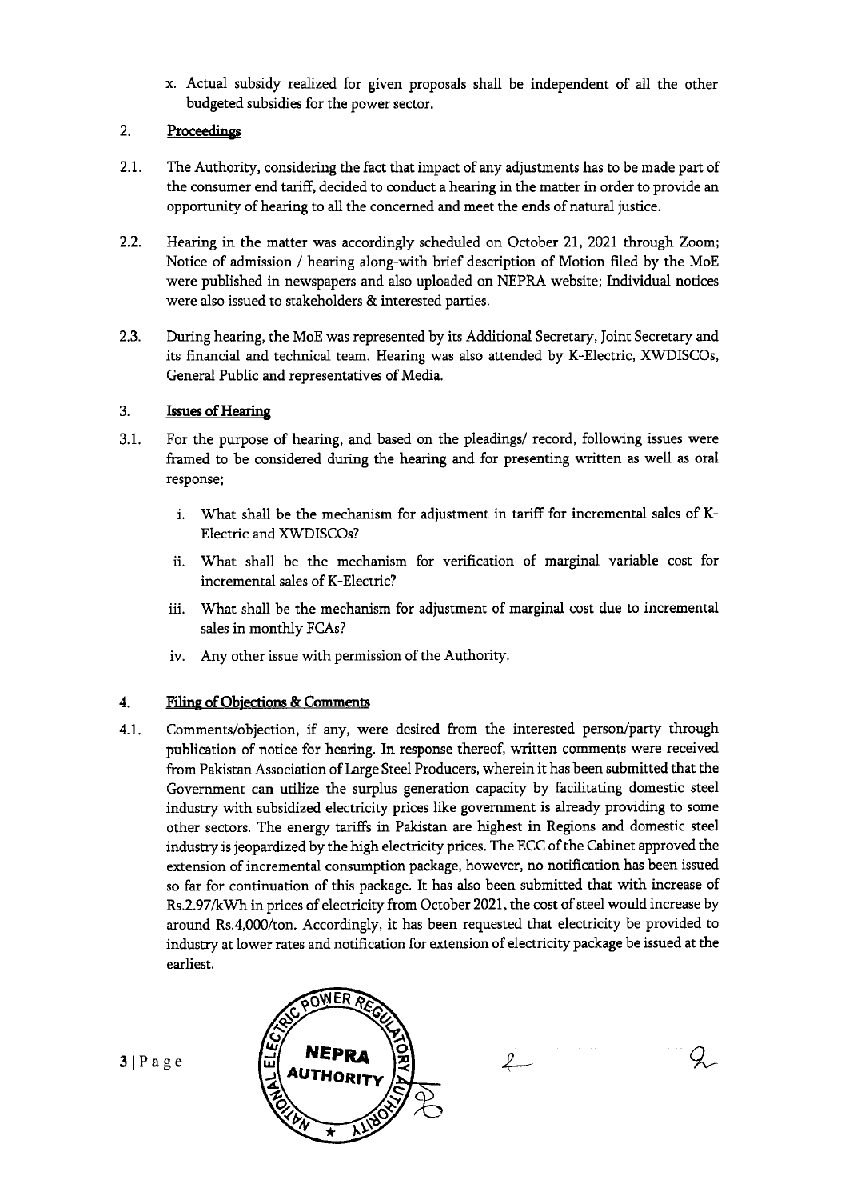x. Actual subsidy realized for given proposals shall be independent of all the other budgeted subsidies for the power sector.

## 2. Proceedings

2.1. The Authority, considering the fact that impact of any adjustments has to be made part of the consumer end tariff, decided to conduct a hearing in the matter in order to provide an opportunity of hearing to all the concerned and meet the ends of natural justice.

2.2. Hearing in the matter was accordingly scheduled on October 21, 2021 through Zoom; Notice of admission / hearing along-with brief description of Motion filed by the MoE were published in newspapers and also uploaded on NEPRA website; Individual notices were also issued to stakeholders & interested parties.

2.3. During hearing, the MoE was represented by its Additional Secretary, Joint Secretary and its financial and technical team. Hearing was also attended by K-Electric, XWDISCOs, General Public and representatives of Media.

## 3. Issues of Hearing

3.1. For the purpose of hearing, and based on the pleadings/ record, following issues were framed to be considered during the hearing and for presenting written as well as oral response;

i. What shall be the mechanism for adjustment in tariff for incremental sales of K-Electric and XWDISCOs?

ii. What shall be the mechanism for verification of marginal variable cost for incremental sales of K-Electric?

iii. What shall be the mechanism for adjustment of marginal cost due to incremental sales in monthly FCAs?

iv. Any other issue with permission of the Authority.

## 4. Filing of Objections & Comments

4.1. Comments/objection, if any, were desired from the interested person/party through publication of notice for hearing. In response thereof, written comments were received from Pakistan Association of Large Steel Producers, wherein it has been submitted that the Government can utilize the surplus generation capacity by facilitating domestic steel industry with subsidized electricity prices like government is already providing to some other sectors. The energy tariffs in Pakistan are highest in Regions and domestic steel industry is jeopardized by the high electricity prices. The ECC of the Cabinet approved the extension of incremental consumption package, however, no notification has been issued so far for continuation of this package. It has also been submitted that with increase of Rs.2.97/kWh in prices of electricity from October 2021, the cost of steel would increase by around Rs.4,000/ton. Accordingly, it has been requested that electricity be provided to industry at lower rates and notification for extension of electricity package be issued at the earliest.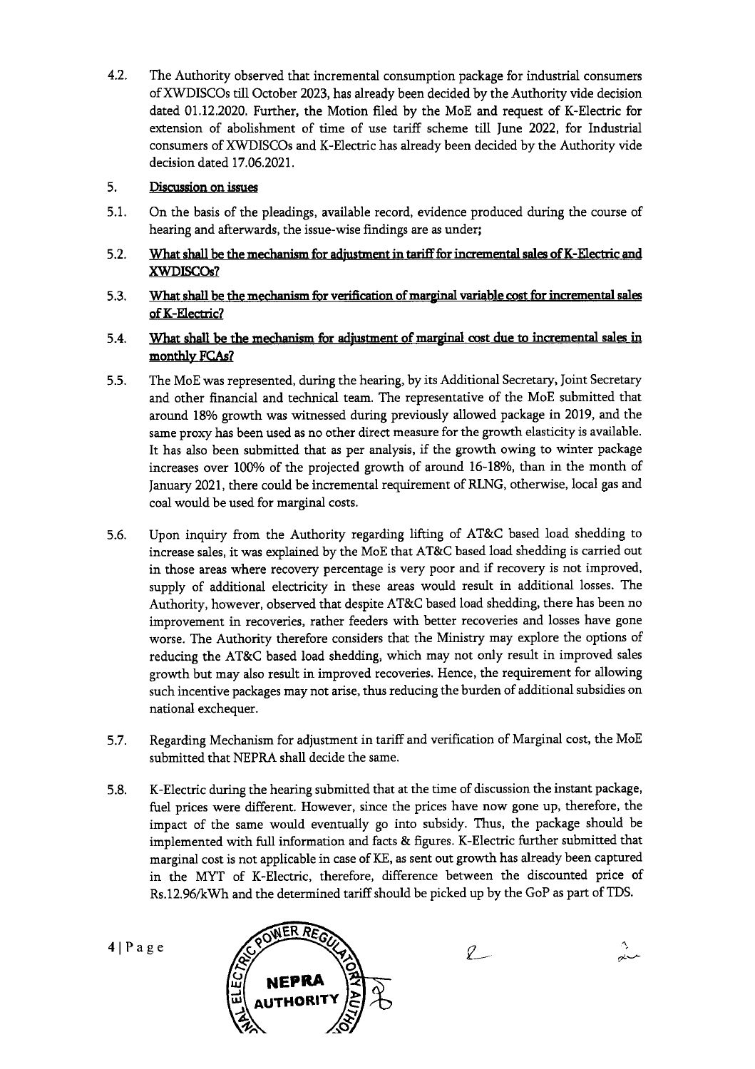4.2. The Authority observed that incremental consumption package for industrial consumers of XWDISCOs till October 2023, has already been decided by the Authority vide decision dated 01.12.2020. Further, the Motion filed by the MoE and request of K-Electric for extension of abolishment of time of use tariff scheme till June 2022, for Industrial consumers of XWDISCOs and K-Electric has already been decided by the Authority vide decision dated 17.06.2021.

## 5. Discussion on issues

5.1. On the basis of the pleadings, available record, evidence produced during the course of hearing and afterwards, the issue-wise findings are as under;

5.2. **What shall be the mechanism for adjustment in tariff for incremental sales of K-Electric and XWDISCOs?**

5.3. **What shall be the mechanism for verification of marginal variable cost for incremental sales of K-Electric?**

5.4. **What shall be the mechanism for adjustment of marginal cost due to incremental sales in monthly FCAs?**

5.5. The MoE was represented, during the hearing, by its Additional Secretary, Joint Secretary and other financial and technical team. The representative of the MoE submitted that around 18% growth was witnessed during previously allowed package in 2019, and the same proxy has been used as no other direct measure for the growth elasticity is available. It has also been submitted that as per analysis, if the growth owing to winter package increases over 100% of the projected growth of around 16-18%, than in the month of January 2021, there could be incremental requirement of RLNG, otherwise, local gas and coal would be used for marginal costs.

5.6. Upon inquiry from the Authority regarding lifting of AT&C based load shedding to increase sales, it was explained by the MoE that AT&C based load shedding is carried out in those areas where recovery percentage is very poor and if recovery is not improved, supply of additional electricity in these areas would result in additional losses. The Authority, however, observed that despite AT&C based load shedding, there has been no improvement in recoveries, rather feeders with better recoveries and losses have gone worse. The Authority therefore considers that the Ministry may explore the options of reducing the AT&C based load shedding, which may not only result in improved sales growth but may also result in improved recoveries. Hence, the requirement for allowing such incentive packages may not arise, thus reducing the burden of additional subsidies on national exchequer.

5.7. Regarding Mechanism for adjustment in tariff and verification of Marginal cost, the MoE submitted that NEPRA shall decide the same.

5.8. K-Electric during the hearing submitted that at the time of discussion the instant package, fuel prices were different. However, since the prices have now gone up, therefore, the impact of the same would eventually go into subsidy. Thus, the package should be implemented with full information and facts & figures. K-Electric further submitted that marginal cost is not applicable in case of KE, as sent out growth has already been captured in the MYT of K-Electric, therefore, difference between the discounted price of Rs.12.96/kWh and the determined tariff should be picked up by the GoP as part of TDS.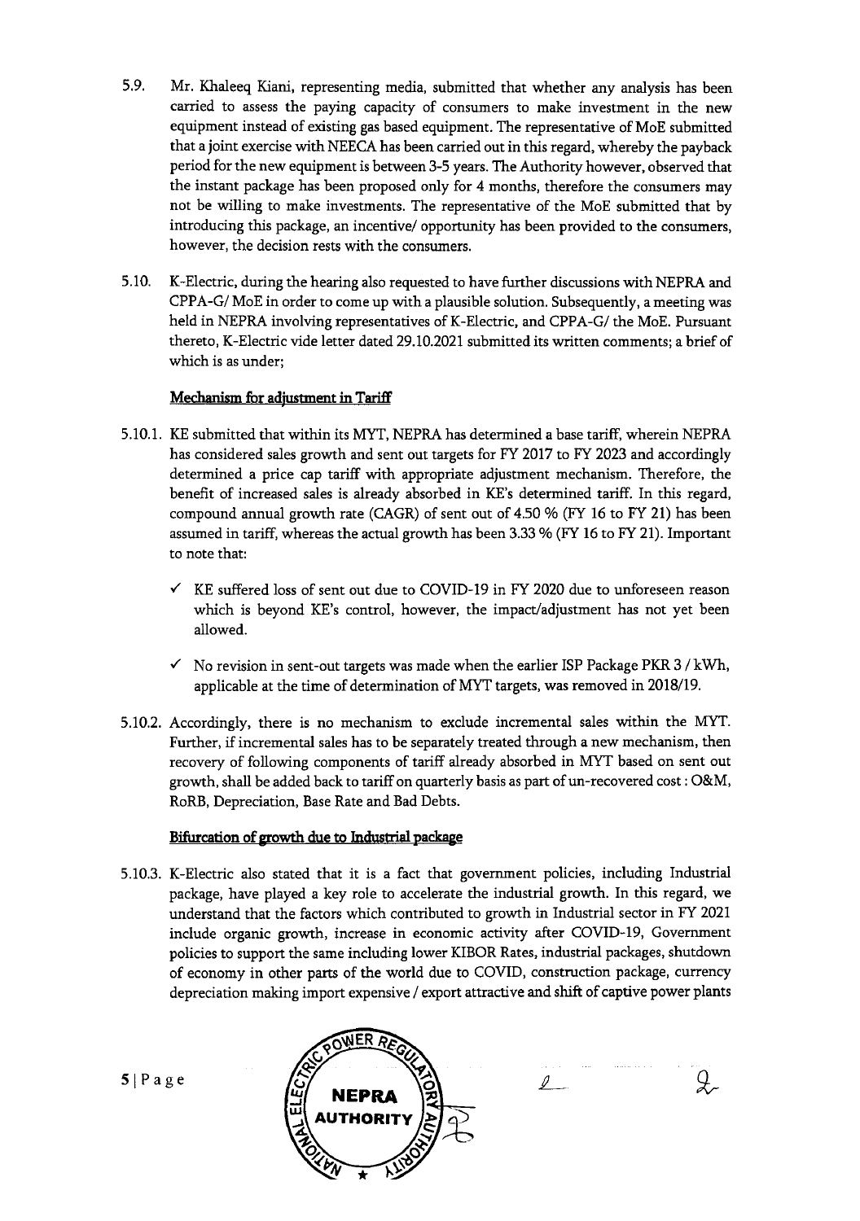5.9. Mr. Khaleeq Kiani, representing media, submitted that whether any analysis has been carried to assess the paying capacity of consumers to make investment in the new equipment instead of existing gas based equipment. The representative of MoE submitted that a joint exercise with NEECA has been carried out in this regard, whereby the payback period for the new equipment is between 3-5 years. The Authority however, observed that the instant package has been proposed only for 4 months, therefore the consumers may not be willing to make investments. The representative of the MoE submitted that by introducing this package, an incentive/ opportunity has been provided to the consumers, however, the decision rests with the consumers.

5.10. K-Electric, during the hearing also requested to have further discussions with NEPRA and CPPA-G/ MoE in order to come up with a plausible solution. Subsequently, a meeting was held in NEPRA involving representatives of K-Electric, and CPPA-G/ the MoE. Pursuant thereto, K-Electric vide letter dated 29.10.2021 submitted its written comments; a brief of which is as under;

**Mechanism for adjustment in Tariff**

5.10.1. KE submitted that within its MYT, NEPRA has determined a base tariff, wherein NEPRA has considered sales growth and sent out targets for FY 2017 to FY 2023 and accordingly determined a price cap tariff with appropriate adjustment mechanism. Therefore, the benefit of increased sales is already absorbed in KE's determined tariff. In this regard, compound annual growth rate (CAGR) of sent out of 4.50 % (FY 16 to FY 21) has been assumed in tariff, whereas the actual growth has been 3.33 % (FY 16 to FY 21). Important to note that:

- ✓ KE suffered loss of sent out due to COVID-19 in FY 2020 due to unforeseen reason which is beyond KE's control, however, the impact/adjustment has not yet been allowed.
- ✓ No revision in sent-out targets was made when the earlier ISP Package PKR 3 / kWh, applicable at the time of determination of MYT targets, was removed in 2018/19.

5.10.2. Accordingly, there is no mechanism to exclude incremental sales within the MYT. Further, if incremental sales has to be separately treated through a new mechanism, then recovery of following components of tariff already absorbed in MYT based on sent out growth, shall be added back to tariff on quarterly basis as part of un-recovered cost : O&M, RoRB, Depreciation, Base Rate and Bad Debts.

**Bifurcation of growth due to Industrial package**

5.10.3. K-Electric also stated that it is a fact that government policies, including Industrial package, have played a key role to accelerate the industrial growth. In this regard, we understand that the factors which contributed to growth in Industrial sector in FY 2021 include organic growth, increase in economic activity after COVID-19, Government policies to support the same including lower KIBOR Rates, industrial packages, shutdown of economy in other parts of the world due to COVID, construction package, currency depreciation making import expensive / export attractive and shift of captive power plants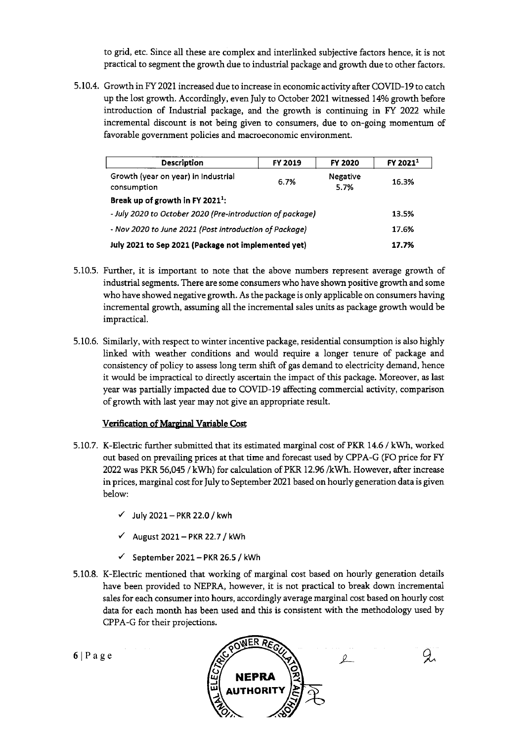to grid, etc. Since all these are complex and interlinked subjective factors hence, it is not practical to segment the growth due to industrial package and growth due to other factors.

5.10.4. Growth in FY 2021 increased due to increase in economic activity after COVID-19 to catch up the lost growth. Accordingly, even July to October 2021 witnessed 14% growth before introduction of Industrial package, and the growth is continuing in FY 2022 while incremental discount is not being given to consumers, due to on-going momentum of favorable government policies and macroeconomic environment.

| Description | FY 2019 | FY 2020 | FY 2021[1] |
|---|---|---|---|
| Growth (year on year) in Industrial consumption | 6.7% | Negative 5.7% | 16.3% |
| **Break up of growth in FY 2021[1]:** | | | |
| *- July 2020 to October 2020 (Pre-introduction of package)* | | | 13.5% |
| *- Nov 2020 to June 2021 (Post introduction of Package)* | | | 17.6% |
| **July 2021 to Sep 2021 (Package not implemented yet)** | | | **17.7%** |

5.10.5. Further, it is important to note that the above numbers represent average growth of industrial segments. There are some consumers who have shown positive growth and some who have showed negative growth. As the package is only applicable on consumers having incremental growth, assuming all the incremental sales units as package growth would be impractical.

5.10.6. Similarly, with respect to winter incentive package, residential consumption is also highly linked with weather conditions and would require a longer tenure of package and consistency of policy to assess long term shift of gas demand to electricity demand, hence it would be impractical to directly ascertain the impact of this package. Moreover, as last year was partially impacted due to COVID-19 affecting commercial activity, comparison of growth with last year may not give an appropriate result.

**Verification of Marginal Variable Cost**

5.10.7. K-Electric further submitted that its estimated marginal cost of PKR 14.6 / kWh, worked out based on prevailing prices at that time and forecast used by CPPA-G (FO price for FY 2022 was PKR 56,045 / kWh) for calculation of PKR 12.96 /kWh. However, after increase in prices, marginal cost for July to September 2021 based on hourly generation data is given below:

- ✓ July 2021 – PKR 22.0 / kwh
- ✓ August 2021 – PKR 22.7 / kWh
- ✓ September 2021 – PKR 26.5 / kWh

5.10.8. K-Electric mentioned that working of marginal cost based on hourly generation details have been provided to NEPRA, however, it is not practical to break down incremental sales for each consumer into hours, accordingly average marginal cost based on hourly cost data for each month has been used and this is consistent with the methodology used by CPPA-G for their projections.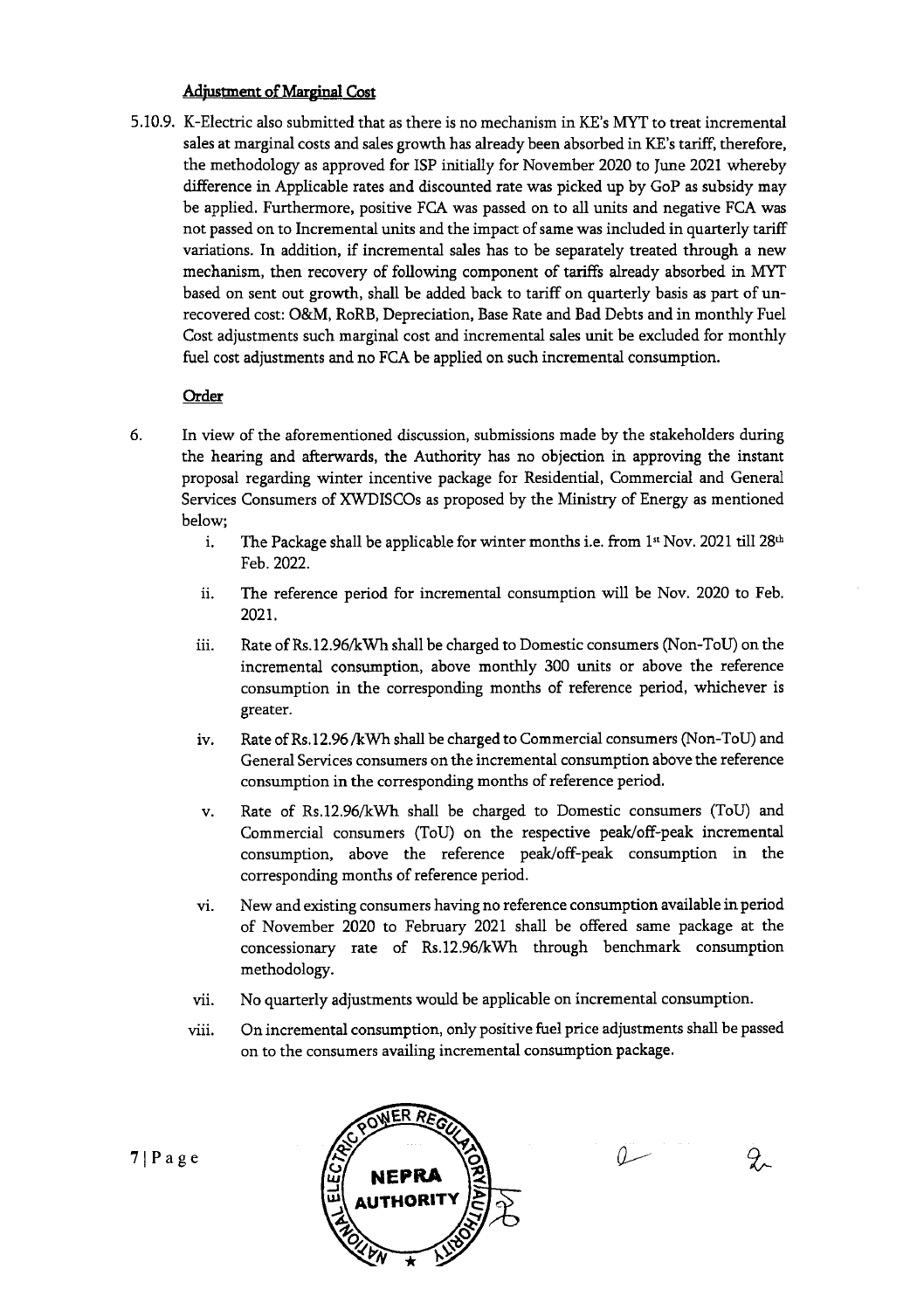#### Adjustment of Marginal Cost

5.10.9. K-Electric also submitted that as there is no mechanism in KE's MYT to treat incremental sales at marginal costs and sales growth has already been absorbed in KE's tariff, therefore, the methodology as approved for ISP initially for November 2020 to June 2021 whereby difference in Applicable rates and discounted rate was picked up by GoP as subsidy may be applied. Furthermore, positive FCA was passed on to all units and negative FCA was not passed on to Incremental units and the impact of same was included in quarterly tariff variations. In addition, if incremental sales has to be separately treated through a new mechanism, then recovery of following component of tariffs already absorbed in MYT based on sent out growth, shall be added back to tariff on quarterly basis as part of un-recovered cost: O&M, RoRB, Depreciation, Base Rate and Bad Debts and in monthly Fuel Cost adjustments such marginal cost and incremental sales unit be excluded for monthly fuel cost adjustments and no FCA be applied on such incremental consumption.

#### Order

6. In view of the aforementioned discussion, submissions made by the stakeholders during the hearing and afterwards, the Authority has no objection in approving the instant proposal regarding winter incentive package for Residential, Commercial and General Services Consumers of XWDISCOs as proposed by the Ministry of Energy as mentioned below;

   i. The Package shall be applicable for winter months i.e. from 1st Nov. 2021 till 28th Feb. 2022.

   ii. The reference period for incremental consumption will be Nov. 2020 to Feb. 2021.

   iii. Rate of Rs.12.96/kWh shall be charged to Domestic consumers (Non-ToU) on the incremental consumption, above monthly 300 units or above the reference consumption in the corresponding months of reference period, whichever is greater.

   iv. Rate of Rs.12.96 /kWh shall be charged to Commercial consumers (Non-ToU) and General Services consumers on the incremental consumption above the reference consumption in the corresponding months of reference period.

   v. Rate of Rs.12.96/kWh shall be charged to Domestic consumers (ToU) and Commercial consumers (ToU) on the respective peak/off-peak incremental consumption, above the reference peak/off-peak consumption in the corresponding months of reference period.

   vi. New and existing consumers having no reference consumption available in period of November 2020 to February 2021 shall be offered same package at the concessionary rate of Rs.12.96/kWh through benchmark consumption methodology.

   vii. No quarterly adjustments would be applicable on incremental consumption.

   viii. On incremental consumption, only positive fuel price adjustments shall be passed on to the consumers availing incremental consumption package.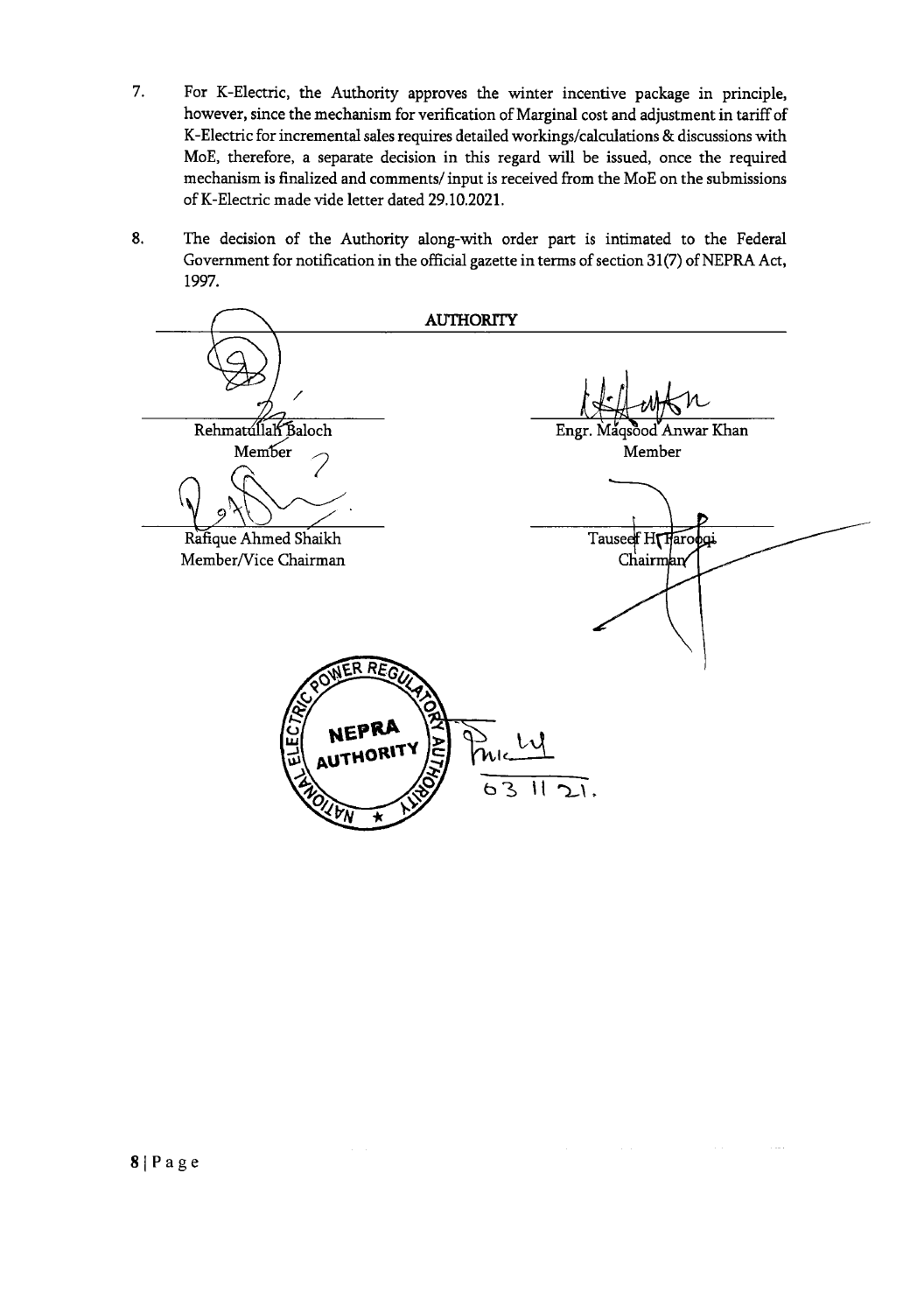7. For K-Electric, the Authority approves the winter incentive package in principle, however, since the mechanism for verification of Marginal cost and adjustment in tariff of K-Electric for incremental sales requires detailed workings/calculations & discussions with MoE, therefore, a separate decision in this regard will be issued, once the required mechanism is finalized and comments/ input is received from the MoE on the submissions of K-Electric made vide letter dated 29.10.2021.

8. The decision of the Authority along-with order part is intimated to the Federal Government for notification in the official gazette in terms of section 31(7) of NEPRA Act, 1997.

**AUTHORITY**

| | |
|---|---|
| Rehmatullah Baloch<br>Member | Engr. Maqsood Anwar Khan<br>Member |
| Rafique Ahmed Shaikh<br>Member/Vice Chairman | Tauseef H. Farooqi<br>Chairman |

NATIONAL ELECTRIC POWER REGULATORY AUTHORITY
NEPRA AUTHORITY

03 11 21.